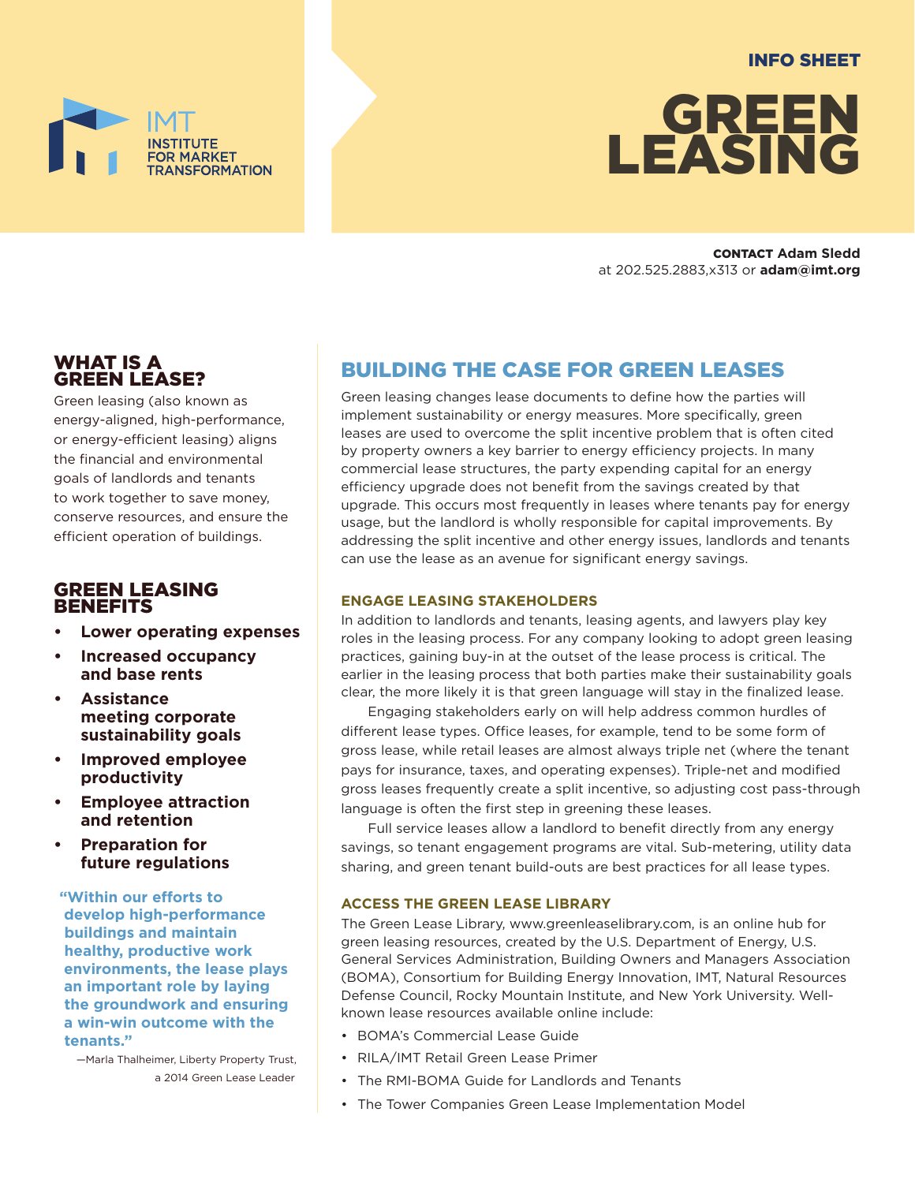IMT
INSTITUTE FOR MARKET TRANSFORMATION

INFO SHEET

# GREEN LEASING

**CONTACT** **Adam Sledd** at 202.525.2883,x313 or **adam@imt.org**

## WHAT IS A GREEN LEASE?

Green leasing (also known as energy-aligned, high-performance, or energy-efficient leasing) aligns the financial and environmental goals of landlords and tenants to work together to save money, conserve resources, and ensure the efficient operation of buildings.

## GREEN LEASING BENEFITS

- **Lower operating expenses**
- **Increased occupancy and base rents**
- **Assistance meeting corporate sustainability goals**
- **Improved employee productivity**
- **Employee attraction and retention**
- **Preparation for future regulations**

> **"Within our efforts to develop high-performance buildings and maintain healthy, productive work environments, the lease plays an important role by laying the groundwork and ensuring a win-win outcome with the tenants."**
>
> —Marla Thalheimer, Liberty Property Trust, a 2014 Green Lease Leader

## BUILDING THE CASE FOR GREEN LEASES

Green leasing changes lease documents to define how the parties will implement sustainability or energy measures. More specifically, green leases are used to overcome the split incentive problem that is often cited by property owners a key barrier to energy efficiency projects. In many commercial lease structures, the party expending capital for an energy efficiency upgrade does not benefit from the savings created by that upgrade. This occurs most frequently in leases where tenants pay for energy usage, but the landlord is wholly responsible for capital improvements. By addressing the split incentive and other energy issues, landlords and tenants can use the lease as an avenue for significant energy savings.

### ENGAGE LEASING STAKEHOLDERS

In addition to landlords and tenants, leasing agents, and lawyers play key roles in the leasing process. For any company looking to adopt green leasing practices, gaining buy-in at the outset of the lease process is critical. The earlier in the leasing process that both parties make their sustainability goals clear, the more likely it is that green language will stay in the finalized lease.

Engaging stakeholders early on will help address common hurdles of different lease types. Office leases, for example, tend to be some form of gross lease, while retail leases are almost always triple net (where the tenant pays for insurance, taxes, and operating expenses). Triple-net and modified gross leases frequently create a split incentive, so adjusting cost pass-through language is often the first step in greening these leases.

Full service leases allow a landlord to benefit directly from any energy savings, so tenant engagement programs are vital. Sub-metering, utility data sharing, and green tenant build-outs are best practices for all lease types.

### ACCESS THE GREEN LEASE LIBRARY

The Green Lease Library, www.greenleaselibrary.com, is an online hub for green leasing resources, created by the U.S. Department of Energy, U.S. General Services Administration, Building Owners and Managers Association (BOMA), Consortium for Building Energy Innovation, IMT, Natural Resources Defense Council, Rocky Mountain Institute, and New York University. Well-known lease resources available online include:

- BOMA's Commercial Lease Guide
- RILA/IMT Retail Green Lease Primer
- The RMI-BOMA Guide for Landlords and Tenants
- The Tower Companies Green Lease Implementation Model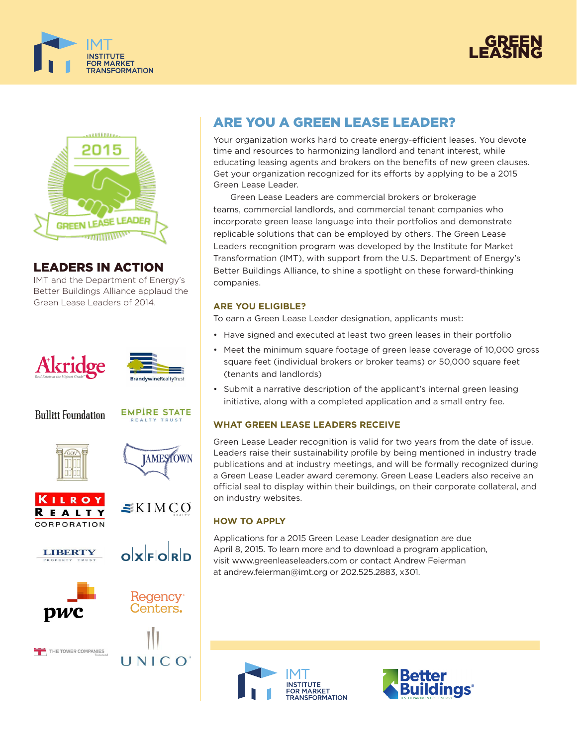## LEADERS IN ACTION

IMT and the Department of Energy's Better Buildings Alliance applaud the Green Lease Leaders of 2014.

## ARE YOU A GREEN LEASE LEADER?

Your organization works hard to create energy-efficient leases. You devote time and resources to harmonizing landlord and tenant interest, while educating leasing agents and brokers on the benefits of new green clauses. Get your organization recognized for its efforts by applying to be a 2015 Green Lease Leader.

Green Lease Leaders are commercial brokers or brokerage teams, commercial landlords, and commercial tenant companies who incorporate green lease language into their portfolios and demonstrate replicable solutions that can be employed by others. The Green Lease Leaders recognition program was developed by the Institute for Market Transformation (IMT), with support from the U.S. Department of Energy's Better Buildings Alliance, to shine a spotlight on these forward-thinking companies.

### ARE YOU ELIGIBLE?

To earn a Green Lease Leader designation, applicants must:

- Have signed and executed at least two green leases in their portfolio
- Meet the minimum square footage of green lease coverage of 10,000 gross square feet (individual brokers or broker teams) or 50,000 square feet (tenants and landlords)
- Submit a narrative description of the applicant's internal green leasing initiative, along with a completed application and a small entry fee.

### WHAT GREEN LEASE LEADERS RECEIVE

Green Lease Leader recognition is valid for two years from the date of issue. Leaders raise their sustainability profile by being mentioned in industry trade publications and at industry meetings, and will be formally recognized during a Green Lease Leader award ceremony. Green Lease Leaders also receive an official seal to display within their buildings, on their corporate collateral, and on industry websites.

### HOW TO APPLY

Applications for a 2015 Green Lease Leader designation are due April 8, 2015. To learn more and to download a program application, visit www.greenleaseleaders.com or contact Andrew Feierman at andrew.feierman@imt.org or 202.525.2883, x301.